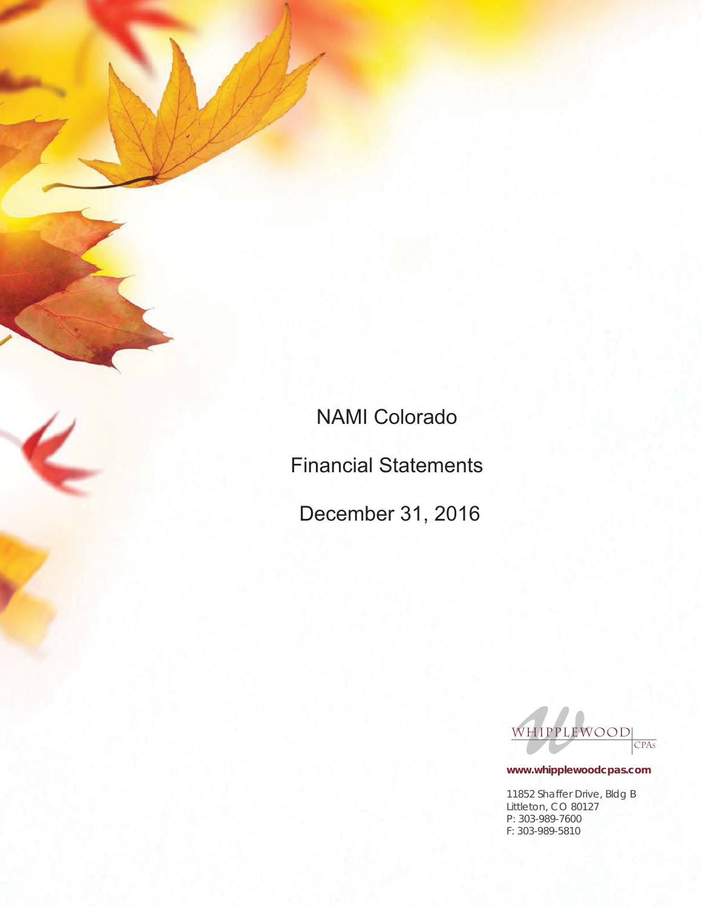# NAMI Colorado

## Financial Statements

## December 31, 2016

WHIPPLEWOOD CPAs

**www.whipplewoodcpas.com**

11852 Shaffer Drive, Bldg B
Littleton, CO 80127
P: 303-989-7600
F: 303-989-5810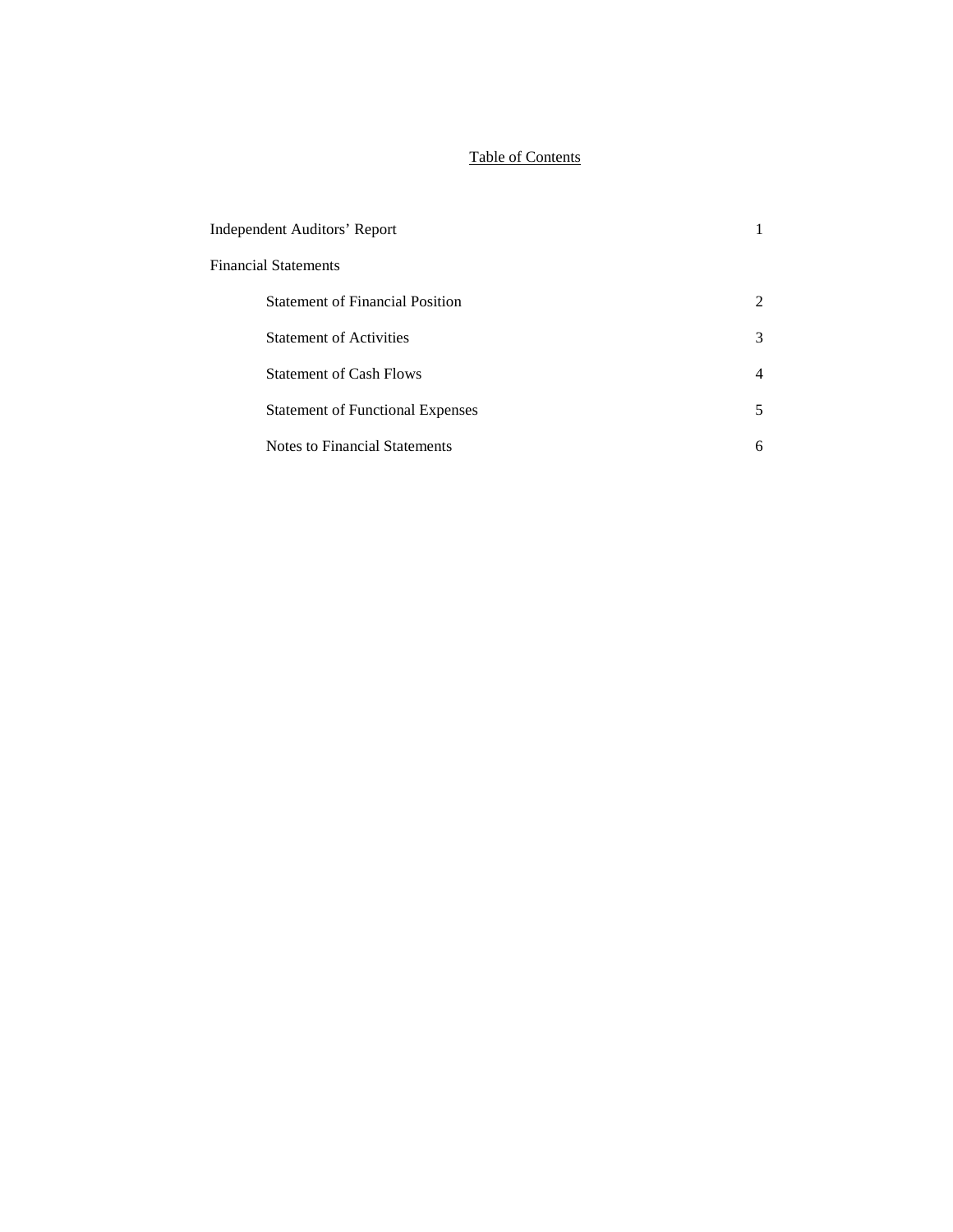# Table of Contents

| | |
|---|---|
| Independent Auditors' Report | 1 |
| Financial Statements | |
| Statement of Financial Position | 2 |
| Statement of Activities | 3 |
| Statement of Cash Flows | 4 |
| Statement of Functional Expenses | 5 |
| Notes to Financial Statements | 6 |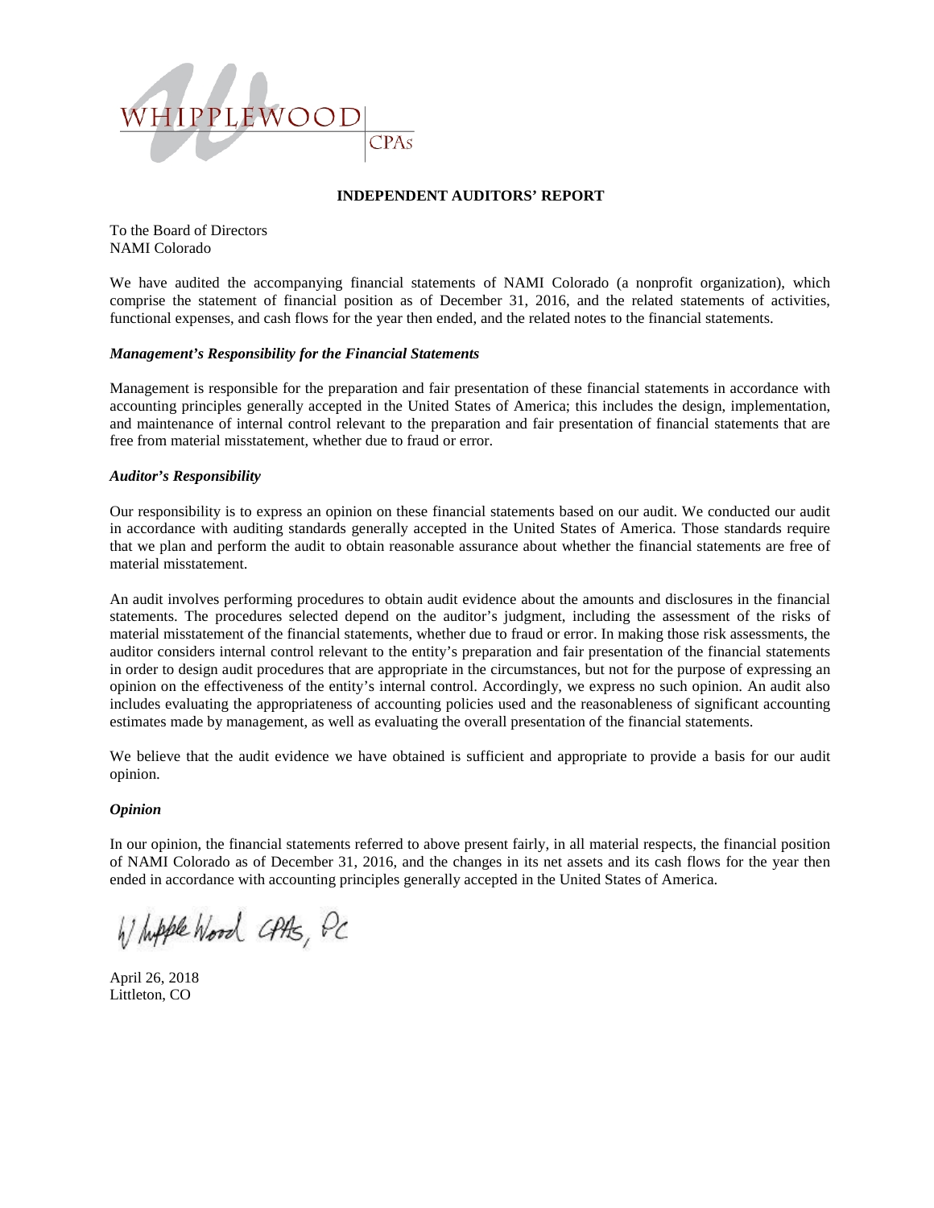WHIPPLEWOOD CPAs

**INDEPENDENT AUDITORS' REPORT**

To the Board of Directors
NAMI Colorado

We have audited the accompanying financial statements of NAMI Colorado (a nonprofit organization), which comprise the statement of financial position as of December 31, 2016, and the related statements of activities, functional expenses, and cash flows for the year then ended, and the related notes to the financial statements.

***Management's Responsibility for the Financial Statements***

Management is responsible for the preparation and fair presentation of these financial statements in accordance with accounting principles generally accepted in the United States of America; this includes the design, implementation, and maintenance of internal control relevant to the preparation and fair presentation of financial statements that are free from material misstatement, whether due to fraud or error.

***Auditor's Responsibility***

Our responsibility is to express an opinion on these financial statements based on our audit. We conducted our audit in accordance with auditing standards generally accepted in the United States of America. Those standards require that we plan and perform the audit to obtain reasonable assurance about whether the financial statements are free of material misstatement.

An audit involves performing procedures to obtain audit evidence about the amounts and disclosures in the financial statements. The procedures selected depend on the auditor's judgment, including the assessment of the risks of material misstatement of the financial statements, whether due to fraud or error. In making those risk assessments, the auditor considers internal control relevant to the entity's preparation and fair presentation of the financial statements in order to design audit procedures that are appropriate in the circumstances, but not for the purpose of expressing an opinion on the effectiveness of the entity's internal control. Accordingly, we express no such opinion. An audit also includes evaluating the appropriateness of accounting policies used and the reasonableness of significant accounting estimates made by management, as well as evaluating the overall presentation of the financial statements.

We believe that the audit evidence we have obtained is sufficient and appropriate to provide a basis for our audit opinion.

***Opinion***

In our opinion, the financial statements referred to above present fairly, in all material respects, the financial position of NAMI Colorado as of December 31, 2016, and the changes in its net assets and its cash flows for the year then ended in accordance with accounting principles generally accepted in the United States of America.

WhippleWood CPAs, PC

April 26, 2018
Littleton, CO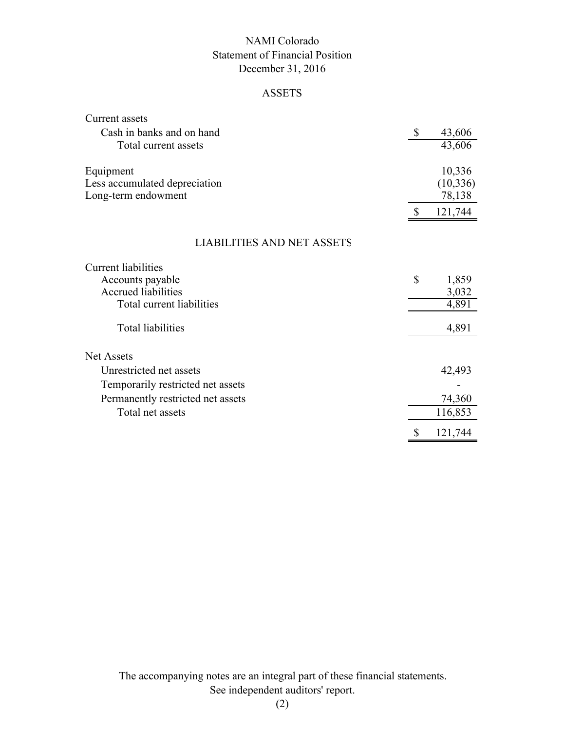# NAMI Colorado
## Statement of Financial Position
## December 31, 2016

### ASSETS

| | |
|---|---|
| **Current assets** | |
| Cash in banks and on hand | $ 43,606 |
| Total current assets | 43,606 |
| | |
| Equipment | 10,336 |
| Less accumulated depreciation | (10,336) |
| Long-term endowment | 78,138 |
| | $ 121,744 |

### LIABILITIES AND NET ASSETS

| | |
|---|---|
| **Current liabilities** | |
| Accounts payable | $ 1,859 |
| Accrued liabilities | 3,032 |
| Total current liabilities | 4,891 |
| | |
| Total liabilities | 4,891 |
| | |
| **Net Assets** | |
| Unrestricted net assets | 42,493 |
| Temporarily restricted net assets | - |
| Permanently restricted net assets | 74,360 |
| Total net assets | 116,853 |
| | $ 121,744 |

The accompanying notes are an integral part of these financial statements.
See independent auditors' report.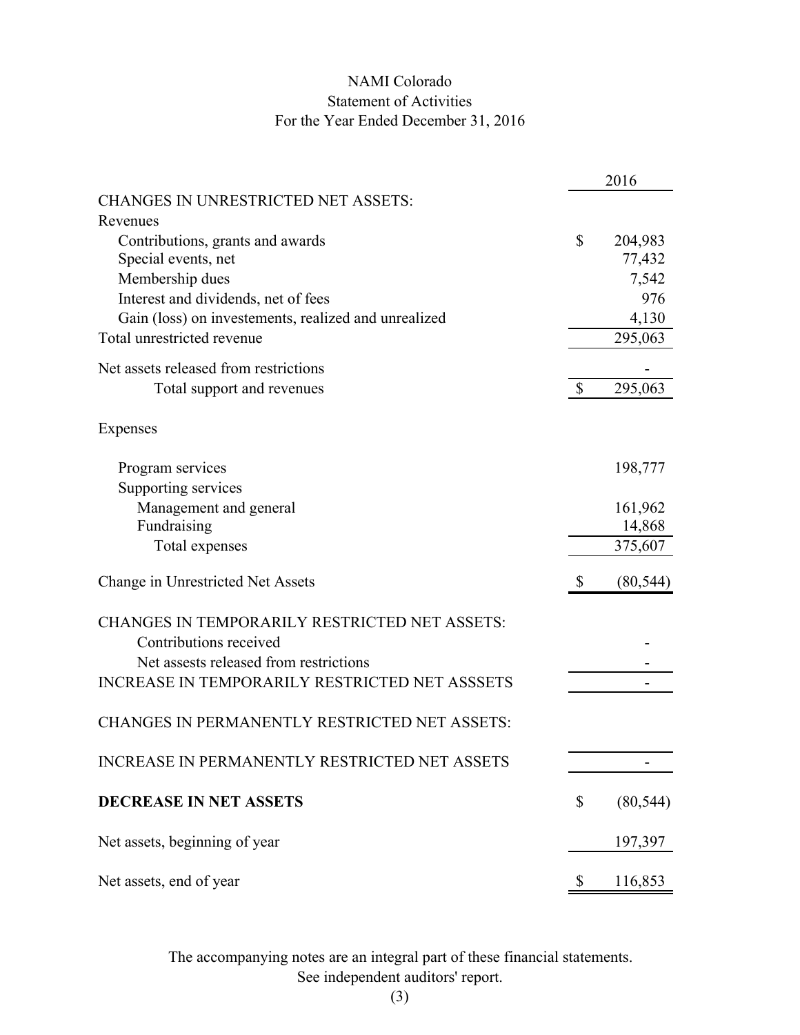# NAMI Colorado
## Statement of Activities
### For the Year Ended December 31, 2016

| | | 2016 |
|---|---|---|
| CHANGES IN UNRESTRICTED NET ASSETS: | | |
| Revenues | | |
| Contributions, grants and awards | $ | 204,983 |
| Special events, net | | 77,432 |
| Membership dues | | 7,542 |
| Interest and dividends, net of fees | | 976 |
| Gain (loss) on investements, realized and unrealized | | 4,130 |
| Total unrestricted revenue | | 295,063 |
| Net assets released from restrictions | | - |
| Total support and revenues | $ | 295,063 |
| Expenses | | |
| Program services | | 198,777 |
| Supporting services | | |
| Management and general | | 161,962 |
| Fundraising | | 14,868 |
| Total expenses | | 375,607 |
| Change in Unrestricted Net Assets | $ | (80,544) |
| CHANGES IN TEMPORARILY RESTRICTED NET ASSETS: | | |
| Contributions received | | - |
| Net assests released from restrictions | | - |
| INCREASE IN TEMPORARILY RESTRICTED NET ASSSETS | | - |
| CHANGES IN PERMANENTLY RESTRICTED NET ASSETS: | | |
| INCREASE IN PERMANENTLY RESTRICTED NET ASSETS | | - |
| **DECREASE IN NET ASSETS** | $ | (80,544) |
| Net assets, beginning of year | | 197,397 |
| Net assets, end of year | $ | 116,853 |

The accompanying notes are an integral part of these financial statements.
See independent auditors' report.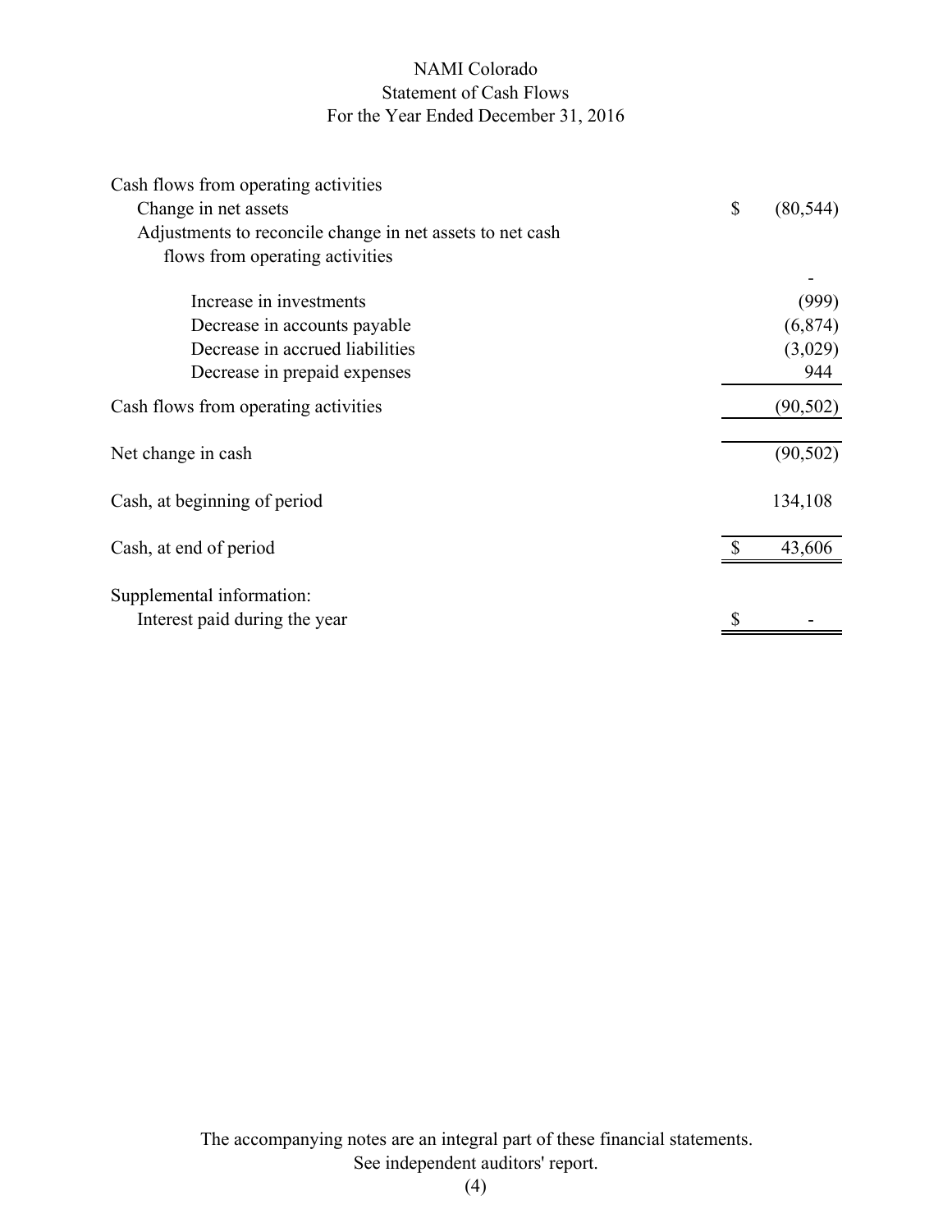# NAMI Colorado
## Statement of Cash Flows
### For the Year Ended December 31, 2016

| | | |
|---|---|---|
| Cash flows from operating activities | | |
| Change in net assets | $ | (80,544) |
| Adjustments to reconcile change in net assets to net cash flows from operating activities | | |
| | | - |
| Increase in investments | | (999) |
| Decrease in accounts payable | | (6,874) |
| Decrease in accrued liabilities | | (3,029) |
| Decrease in prepaid expenses | | 944 |
| Cash flows from operating activities | | (90,502) |
| Net change in cash | | (90,502) |
| Cash, at beginning of period | | 134,108 |
| Cash, at end of period | $ | 43,606 |
| Supplemental information: | | |
| Interest paid during the year | $ | - |

The accompanying notes are an integral part of these financial statements.
See independent auditors' report.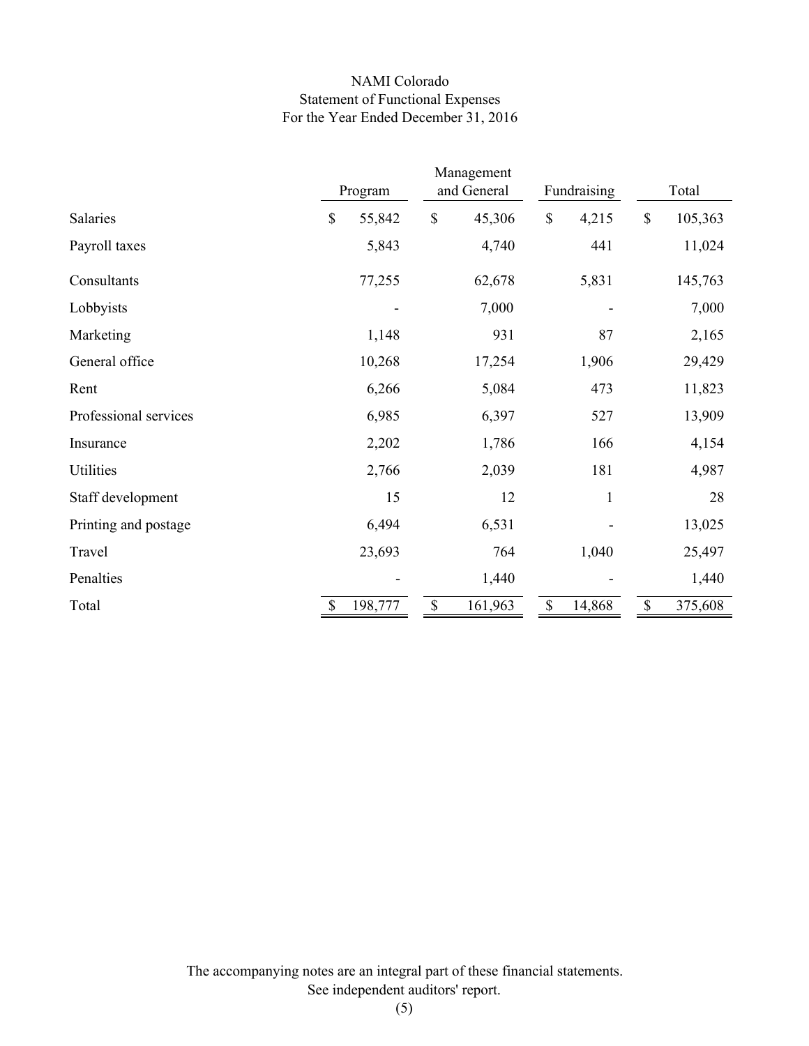NAMI Colorado
Statement of Functional Expenses
For the Year Ended December 31, 2016

| | Program | Management and General | Fundraising | Total |
|---|---|---|---|---|
| Salaries | $ 55,842 | $ 45,306 | $ 4,215 | $ 105,363 |
| Payroll taxes | 5,843 | 4,740 | 441 | 11,024 |
| Consultants | 77,255 | 62,678 | 5,831 | 145,763 |
| Lobbyists | - | 7,000 | - | 7,000 |
| Marketing | 1,148 | 931 | 87 | 2,165 |
| General office | 10,268 | 17,254 | 1,906 | 29,429 |
| Rent | 6,266 | 5,084 | 473 | 11,823 |
| Professional services | 6,985 | 6,397 | 527 | 13,909 |
| Insurance | 2,202 | 1,786 | 166 | 4,154 |
| Utilities | 2,766 | 2,039 | 181 | 4,987 |
| Staff development | 15 | 12 | 1 | 28 |
| Printing and postage | 6,494 | 6,531 | - | 13,025 |
| Travel | 23,693 | 764 | 1,040 | 25,497 |
| Penalties | - | 1,440 | - | 1,440 |
| Total | $ 198,777 | $ 161,963 | $ 14,868 | $ 375,608 |

The accompanying notes are an integral part of these financial statements.
See independent auditors' report.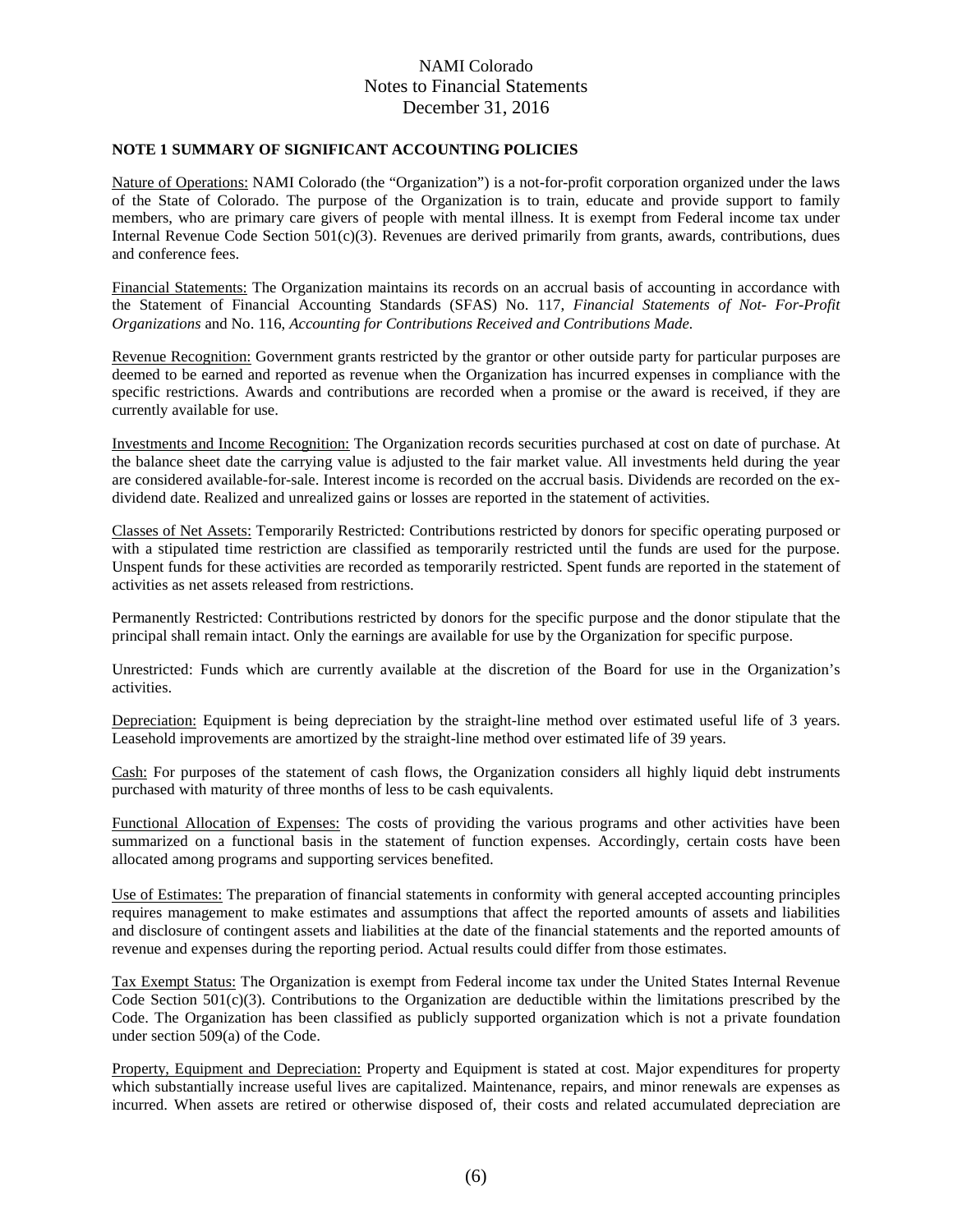NAMI Colorado
Notes to Financial Statements
December 31, 2016

**NOTE 1 SUMMARY OF SIGNIFICANT ACCOUNTING POLICIES**

Nature of Operations: NAMI Colorado (the "Organization") is a not-for-profit corporation organized under the laws of the State of Colorado. The purpose of the Organization is to train, educate and provide support to family members, who are primary care givers of people with mental illness. It is exempt from Federal income tax under Internal Revenue Code Section 501(c)(3). Revenues are derived primarily from grants, awards, contributions, dues and conference fees.

Financial Statements: The Organization maintains its records on an accrual basis of accounting in accordance with the Statement of Financial Accounting Standards (SFAS) No. 117, *Financial Statements of Not- For-Profit Organizations* and No. 116, *Accounting for Contributions Received and Contributions Made.*

Revenue Recognition: Government grants restricted by the grantor or other outside party for particular purposes are deemed to be earned and reported as revenue when the Organization has incurred expenses in compliance with the specific restrictions. Awards and contributions are recorded when a promise or the award is received, if they are currently available for use.

Investments and Income Recognition: The Organization records securities purchased at cost on date of purchase. At the balance sheet date the carrying value is adjusted to the fair market value. All investments held during the year are considered available-for-sale. Interest income is recorded on the accrual basis. Dividends are recorded on the ex-dividend date. Realized and unrealized gains or losses are reported in the statement of activities.

Classes of Net Assets: Temporarily Restricted: Contributions restricted by donors for specific operating purposed or with a stipulated time restriction are classified as temporarily restricted until the funds are used for the purpose. Unspent funds for these activities are recorded as temporarily restricted. Spent funds are reported in the statement of activities as net assets released from restrictions.

Permanently Restricted: Contributions restricted by donors for the specific purpose and the donor stipulate that the principal shall remain intact. Only the earnings are available for use by the Organization for specific purpose.

Unrestricted: Funds which are currently available at the discretion of the Board for use in the Organization's activities.

Depreciation: Equipment is being depreciation by the straight-line method over estimated useful life of 3 years. Leasehold improvements are amortized by the straight-line method over estimated life of 39 years.

Cash: For purposes of the statement of cash flows, the Organization considers all highly liquid debt instruments purchased with maturity of three months of less to be cash equivalents.

Functional Allocation of Expenses: The costs of providing the various programs and other activities have been summarized on a functional basis in the statement of function expenses. Accordingly, certain costs have been allocated among programs and supporting services benefited.

Use of Estimates: The preparation of financial statements in conformity with general accepted accounting principles requires management to make estimates and assumptions that affect the reported amounts of assets and liabilities and disclosure of contingent assets and liabilities at the date of the financial statements and the reported amounts of revenue and expenses during the reporting period. Actual results could differ from those estimates.

Tax Exempt Status: The Organization is exempt from Federal income tax under the United States Internal Revenue Code Section 501(c)(3). Contributions to the Organization are deductible within the limitations prescribed by the Code. The Organization has been classified as publicly supported organization which is not a private foundation under section 509(a) of the Code.

Property, Equipment and Depreciation: Property and Equipment is stated at cost. Major expenditures for property which substantially increase useful lives are capitalized. Maintenance, repairs, and minor renewals are expenses as incurred. When assets are retired or otherwise disposed of, their costs and related accumulated depreciation are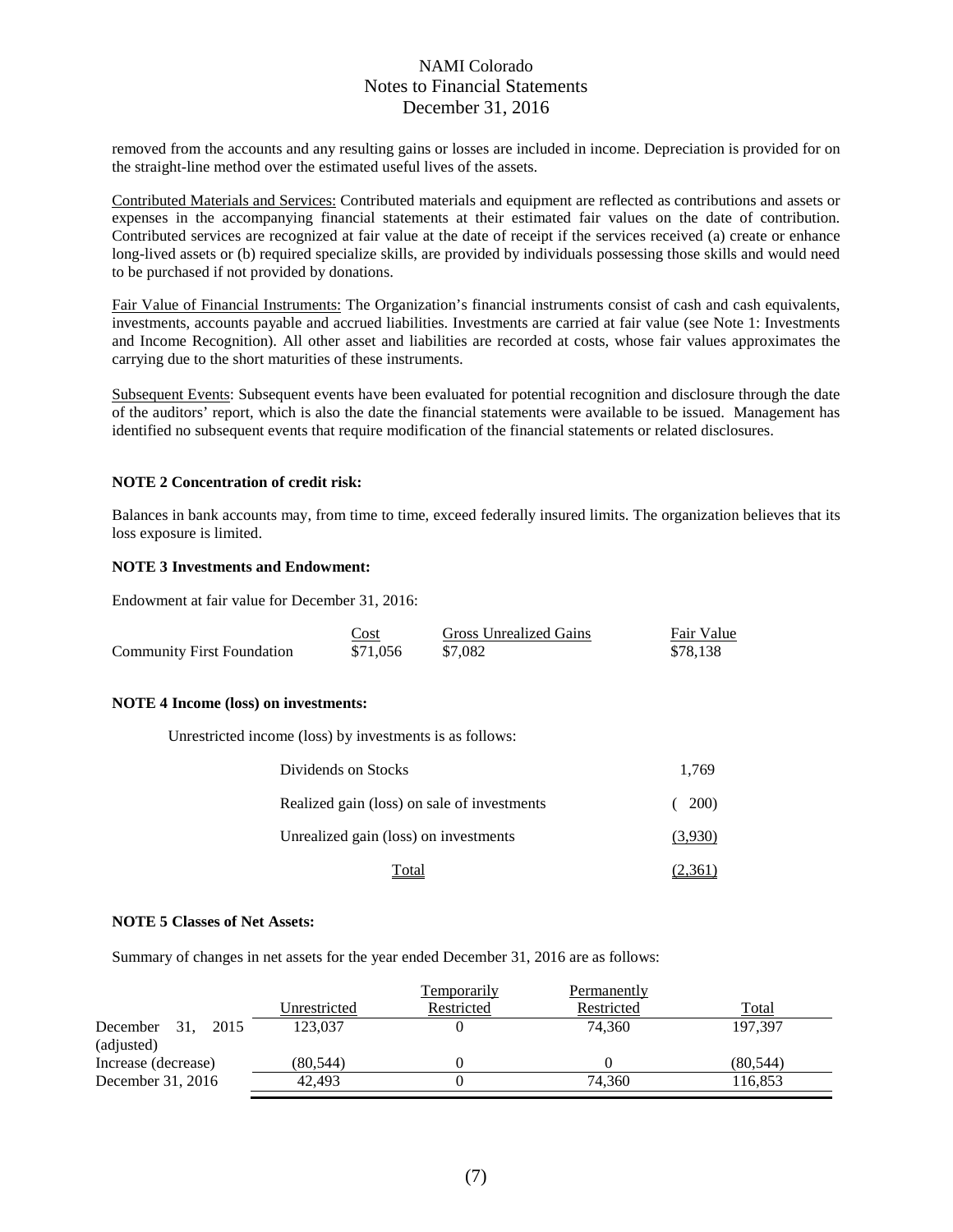# NAMI Colorado
## Notes to Financial Statements
## December 31, 2016

removed from the accounts and any resulting gains or losses are included in income. Depreciation is provided for on the straight-line method over the estimated useful lives of the assets.

Contributed Materials and Services: Contributed materials and equipment are reflected as contributions and assets or expenses in the accompanying financial statements at their estimated fair values on the date of contribution. Contributed services are recognized at fair value at the date of receipt if the services received (a) create or enhance long-lived assets or (b) required specialize skills, are provided by individuals possessing those skills and would need to be purchased if not provided by donations.

Fair Value of Financial Instruments: The Organization's financial instruments consist of cash and cash equivalents, investments, accounts payable and accrued liabilities. Investments are carried at fair value (see Note 1: Investments and Income Recognition). All other asset and liabilities are recorded at costs, whose fair values approximates the carrying due to the short maturities of these instruments.

Subsequent Events: Subsequent events have been evaluated for potential recognition and disclosure through the date of the auditors' report, which is also the date the financial statements were available to be issued. Management has identified no subsequent events that require modification of the financial statements or related disclosures.

**NOTE 2 Concentration of credit risk:**

Balances in bank accounts may, from time to time, exceed federally insured limits. The organization believes that its loss exposure is limited.

**NOTE 3 Investments and Endowment:**

Endowment at fair value for December 31, 2016:

| | Cost | Gross Unrealized Gains | Fair Value |
|---|---|---|---|
| Community First Foundation | \$71,056 | \$7,082 | \$78,138 |

**NOTE 4 Income (loss) on investments:**

Unrestricted income (loss) by investments is as follows:

| | |
|---|---|
| Dividends on Stocks | 1,769 |
| Realized gain (loss) on sale of investments | ( 200) |
| Unrealized gain (loss) on investments | (3,930) |
| Total | (2,361) |

**NOTE 5 Classes of Net Assets:**

Summary of changes in net assets for the year ended December 31, 2016 are as follows:

| | Unrestricted | Temporarily Restricted | Permanently Restricted | Total |
|---|---|---|---|---|
| December 31, 2015 (adjusted) | 123,037 | 0 | 74,360 | 197,397 |
| Increase (decrease) | (80,544) | 0 | 0 | (80,544) |
| December 31, 2016 | 42,493 | 0 | 74,360 | 116,853 |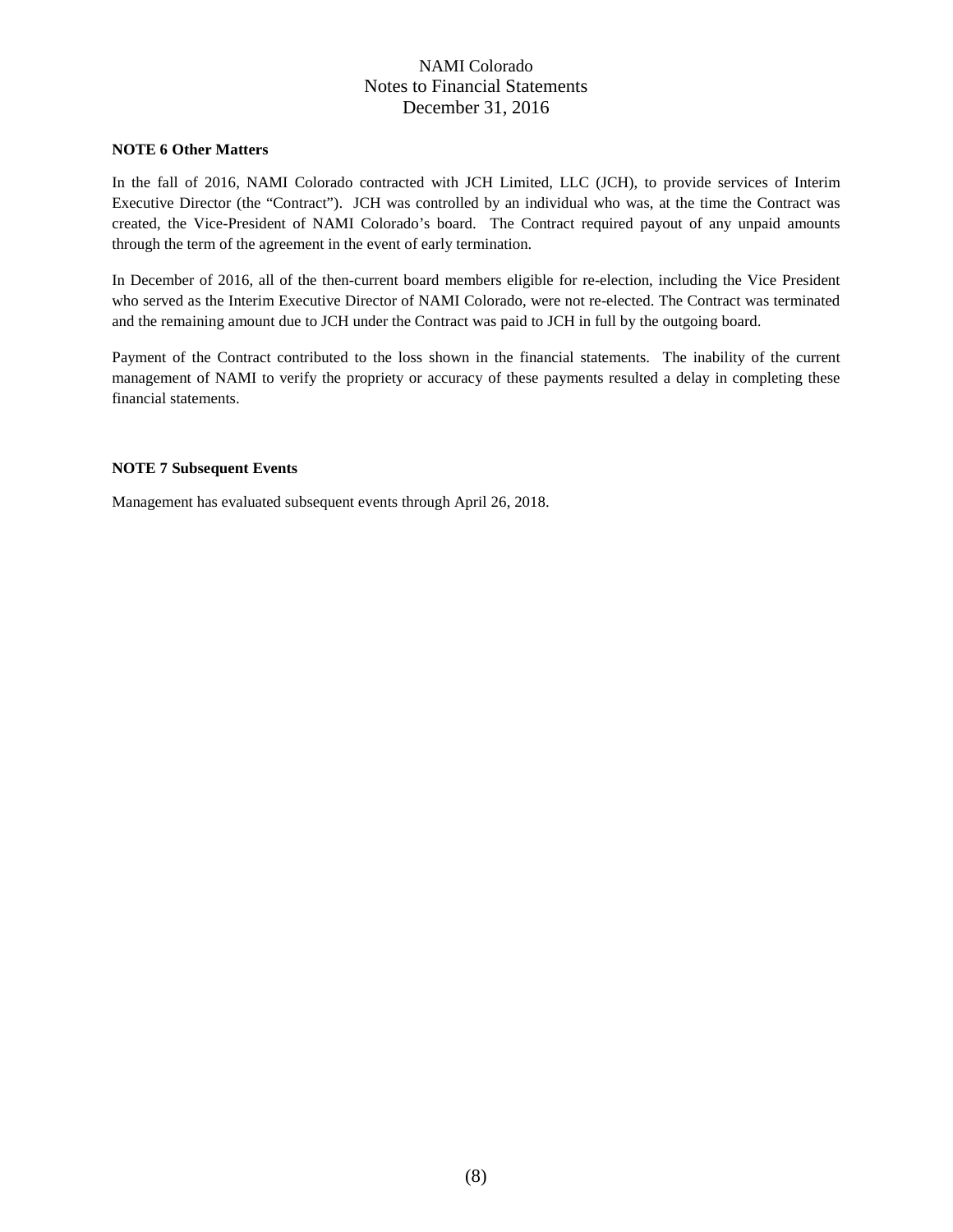NAMI Colorado
Notes to Financial Statements
December 31, 2016

**NOTE 6 Other Matters**

In the fall of 2016, NAMI Colorado contracted with JCH Limited, LLC (JCH), to provide services of Interim Executive Director (the "Contract"). JCH was controlled by an individual who was, at the time the Contract was created, the Vice-President of NAMI Colorado's board. The Contract required payout of any unpaid amounts through the term of the agreement in the event of early termination.

In December of 2016, all of the then-current board members eligible for re-election, including the Vice President who served as the Interim Executive Director of NAMI Colorado, were not re-elected. The Contract was terminated and the remaining amount due to JCH under the Contract was paid to JCH in full by the outgoing board.

Payment of the Contract contributed to the loss shown in the financial statements. The inability of the current management of NAMI to verify the propriety or accuracy of these payments resulted a delay in completing these financial statements.

**NOTE 7 Subsequent Events**

Management has evaluated subsequent events through April 26, 2018.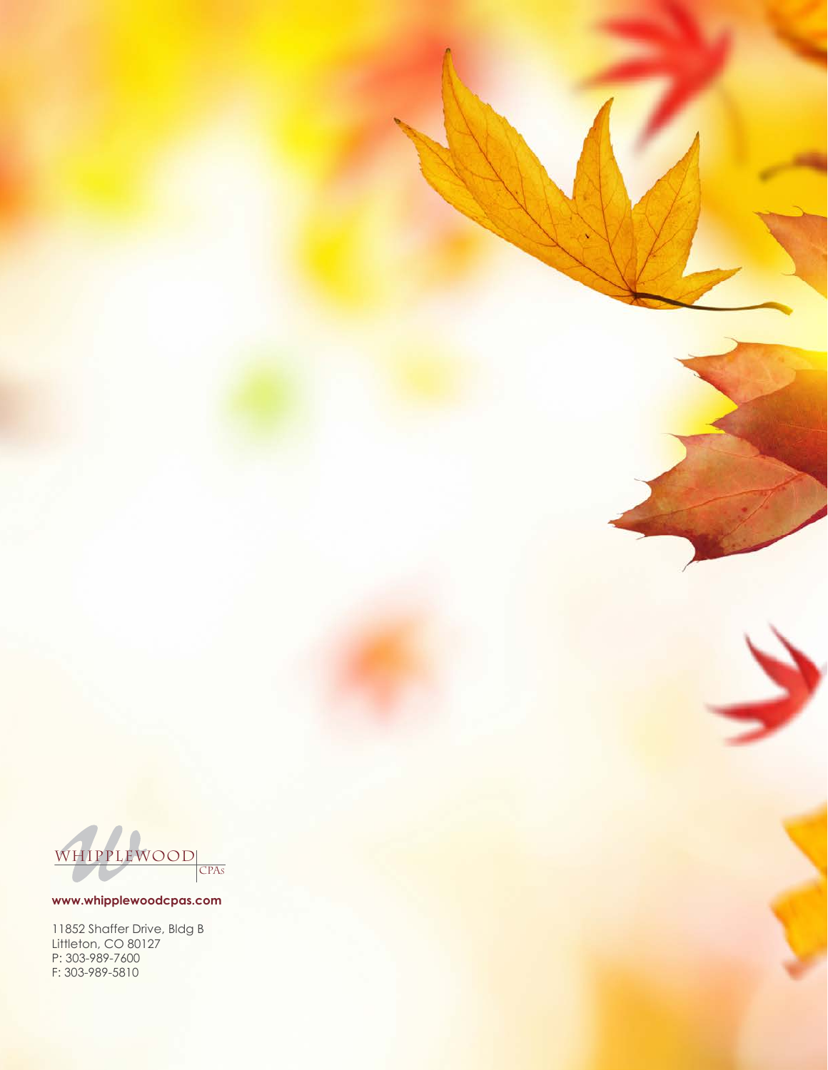WHIPPLEWOOD CPAs

**www.whipplewoodcpas.com**

11852 Shaffer Drive, Bldg B
Littleton, CO 80127
P: 303-989-7600
F: 303-989-5810